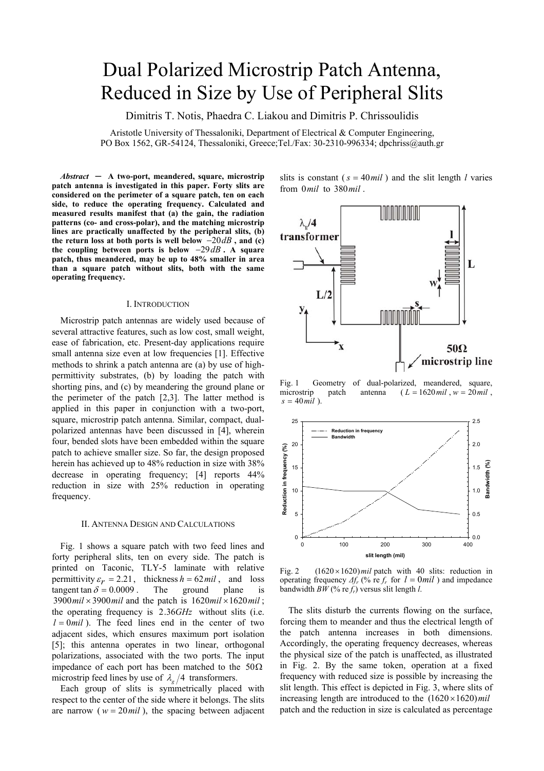# Dual Polarized Microstrip Patch Antenna, Reduced in Size by Use of Peripheral Slits

Dimitris T. Notis, Phaedra C. Liakou and Dimitris P. Chrissoulidis

Aristotle University of Thessaloniki, Department of Electrical & Computer Engineering, PO Box 1562, GR-54124, Thessaloniki, Greece;Tel./Fax: 30-2310-996334; dpchriss@auth.gr

***Abstract* — A two-port, meandered, square, microstrip patch antenna is investigated in this paper. Forty slits are considered on the perimeter of a square patch, ten on each side, to reduce the operating frequency. Calculated and measured results manifest that (a) the gain, the radiation patterns (co- and cross-polar), and the matching microstrip lines are practically unaffected by the peripheral slits, (b) the return loss at both ports is well below $-20dB$, and (c) the coupling between ports is below $-29dB$. A square patch, thus meandered, may be up to 48% smaller in area than a square patch without slits, both with the same operating frequency.**

## I. Introduction

Microstrip patch antennas are widely used because of several attractive features, such as low cost, small weight, ease of fabrication, etc. Present-day applications require small antenna size even at low frequencies [1]. Effective methods to shrink a patch antenna are (a) by use of high-permittivity substrates, (b) by loading the patch with shorting pins, and (c) by meandering the ground plane or the perimeter of the patch [2,3]. The latter method is applied in this paper in conjunction with a two-port, square, microstrip patch antenna. Similar, compact, dual-polarized antennas have been discussed in [4], wherein four, bended slots have been embedded within the square patch to achieve smaller size. So far, the design proposed herein has achieved up to 48% reduction in size with 38% decrease in operating frequency; [4] reports 44% reduction in size with 25% reduction in operating frequency.

## II. Antenna Design and Calculations

Fig. 1 shows a square patch with two feed lines and forty peripheral slits, ten on every side. The patch is printed on Taconic, TLY-5 laminate with relative permittivity $\varepsilon_r = 2.21$, thickness $h = 62mil$, and loss tangent $\tan\delta = 0.0009$. The ground plane is $3900mil \times 3900mil$ and the patch is $1620mil \times 1620mil$; the operating frequency is $2.36GHz$ without slits (i.e. $l = 0mil$). The feed lines end in the center of two adjacent sides, which ensures maximum port isolation [5]; this antenna operates in two linear, orthogonal polarizations, associated with the two ports. The input impedance of each port has been matched to the $50\Omega$ microstrip feed lines by use of $\lambda_g/4$ transformers.

Each group of slits is symmetrically placed with respect to the center of the side where it belongs. The slits are narrow ($w = 20mil$), the spacing between adjacent slits is constant ($s = 40mil$) and the slit length $l$ varies from $0mil$ to $380mil$.

Fig. 1 Geometry of dual-polarized, meandered, square, microstrip patch antenna ($L = 1620mil$, $w = 20mil$, $s = 40mil$).

Fig. 2 $(1620 \times 1620)mil$ patch with 40 slits: reduction in operating frequency $\Delta f_r$ (% re $f_r$ for $l = 0mil$) and impedance bandwidth $BW$ (% re $f_r$) versus slit length $l$.

The slits disturb the currents flowing on the surface, forcing them to meander and thus the electrical length of the patch antenna increases in both dimensions. Accordingly, the operating frequency decreases, whereas the physical size of the patch is unaffected, as illustrated in Fig. 2. By the same token, operation at a fixed frequency with reduced size is possible by increasing the slit length. This effect is depicted in Fig. 3, where slits of increasing length are introduced to the $(1620 \times 1620)mil$ patch and the reduction in size is calculated as percentage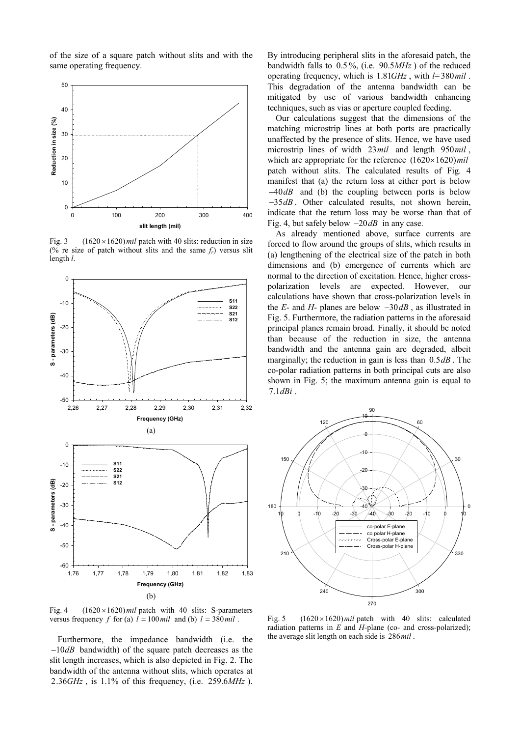of the size of a square patch without slits and with the same operating frequency.

Fig. 3 $(1620 \times 1620)\,mil$ patch with 40 slits: reduction in size (% re size of patch without slits and the same $f_r$) versus slit length $l$.

Fig. 4 $(1620 \times 1620)\,mil$ patch with 40 slits: S-parameters versus frequency $f$ for (a) $l = 100\,mil$ and (b) $l = 380\,mil$.

Furthermore, the impedance bandwidth (i.e. the $-10dB$ bandwidth) of the square patch decreases as the slit length increases, which is also depicted in Fig. 2. The bandwidth of the antenna without slits, which operates at $2.36GHz$, is 1.1% of this frequency, (i.e. $259.6MHz$). By introducing peripheral slits in the aforesaid patch, the bandwidth falls to $0.5\,\%$, (i.e. $90.5MHz$) of the reduced operating frequency, which is $1.81GHz$, with $l = 380\,mil$. This degradation of the antenna bandwidth can be mitigated by use of various bandwidth enhancing techniques, such as vias or aperture coupled feeding.

Our calculations suggest that the dimensions of the matching microstrip lines at both ports are practically unaffected by the presence of slits. Hence, we have used microstrip lines of width $23\,mil$ and length $950\,mil$, which are appropriate for the reference $(1620 \times 1620)\,mil$ patch without slits. The calculated results of Fig. 4 manifest that (a) the return loss at either port is below $-40dB$ and (b) the coupling between ports is below $-35dB$. Other calculated results, not shown herein, indicate that the return loss may be worse than that of Fig. 4, but safely below $-20dB$ in any case.

As already mentioned above, surface currents are forced to flow around the groups of slits, which results in (a) lengthening of the electrical size of the patch in both dimensions and (b) emergence of currents which are normal to the direction of excitation. Hence, higher cross-polarization levels are expected. However, our calculations have shown that cross-polarization levels in the *E*- and *H*- planes are below $-30dB$, as illustrated in Fig. 5. Furthermore, the radiation patterns in the aforesaid principal planes remain broad. Finally, it should be noted than because of the reduction in size, the antenna bandwidth and the antenna gain are degraded, albeit marginally; the reduction in gain is less than $0.5dB$. The co-polar radiation patterns in both principal cuts are also shown in Fig. 5; the maximum antenna gain is equal to $7.1dBi$.

Fig. 5 $(1620 \times 1620)\,mil$ patch with 40 slits: calculated radiation patterns in *E* and *H*-plane (co- and cross-polarized); the average slit length on each side is $286\,mil$.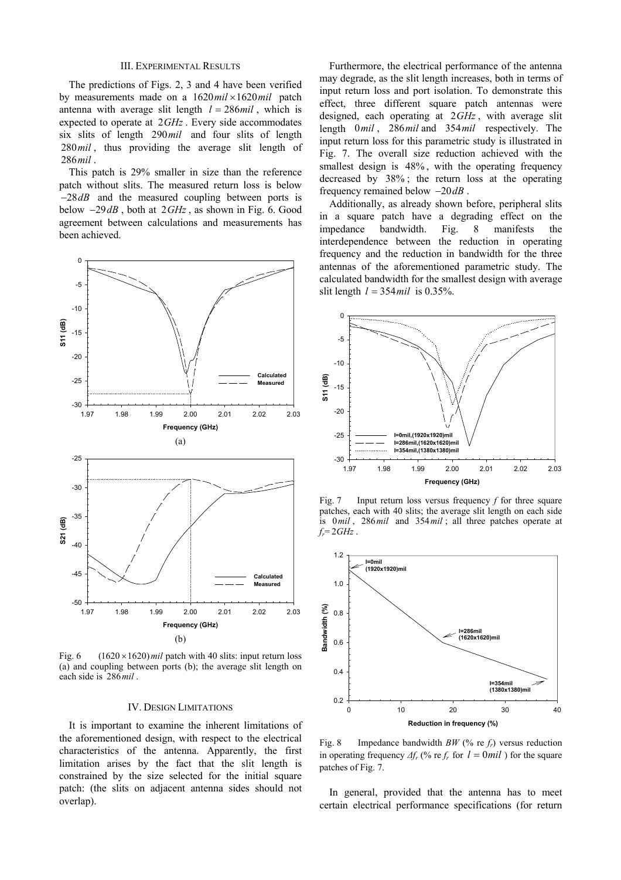## III. Experimental Results

The predictions of Figs. 2, 3 and 4 have been verified by measurements made on a $1620\,mil \times 1620\,mil$ patch antenna with average slit length $l = 286\,mil$, which is expected to operate at $2\,GHz$. Every side accommodates six slits of length $290\,mil$ and four slits of length $280\,mil$, thus providing the average slit length of $286\,mil$.

This patch is 29% smaller in size than the reference patch without slits. The measured return loss is below $-28\,dB$ and the measured coupling between ports is below $-29\,dB$, both at $2\,GHz$, as shown in Fig. 6. Good agreement between calculations and measurements has been achieved.

(a)

(b)

Fig. 6 $(1620 \times 1620)\,mil$ patch with 40 slits: input return loss (a) and coupling between ports (b); the average slit length on each side is $286\,mil$.

## IV. Design Limitations

It is important to examine the inherent limitations of the aforementioned design, with respect to the electrical characteristics of the antenna. Apparently, the first limitation arises by the fact that the slit length is constrained by the size selected for the initial square patch: (the slits on adjacent antenna sides should not overlap).

Furthermore, the electrical performance of the antenna may degrade, as the slit length increases, both in terms of input return loss and port isolation. To demonstrate this effect, three different square patch antennas were designed, each operating at $2\,GHz$, with average slit length $0\,mil$, $286\,mil$ and $354\,mil$ respectively. The input return loss for this parametric study is illustrated in Fig. 7. The overall size reduction achieved with the smallest design is $48\%$, with the operating frequency decreased by $38\%$; the return loss at the operating frequency remained below $-20\,dB$.

Additionally, as already shown before, peripheral slits in a square patch have a degrading effect on the impedance bandwidth. Fig. 8 manifests the interdependence between the reduction in operating frequency and the reduction in bandwidth for the three antennas of the aforementioned parametric study. The calculated bandwidth for the smallest design with average slit length $l = 354\,mil$ is 0.35%.

Fig. 7 Input return loss versus frequency $f$ for three square patches, each with 40 slits; the average slit length on each side is $0\,mil$, $286\,mil$ and $354\,mil$; all three patches operate at $f_r = 2\,GHz$.

Fig. 8 Impedance bandwidth $BW$ (% re $f_r$) versus reduction in operating frequency $\Delta f_r$ (% re $f_r$ for $l = 0\,mil$) for the square patches of Fig. 7.

In general, provided that the antenna has to meet certain electrical performance specifications (for return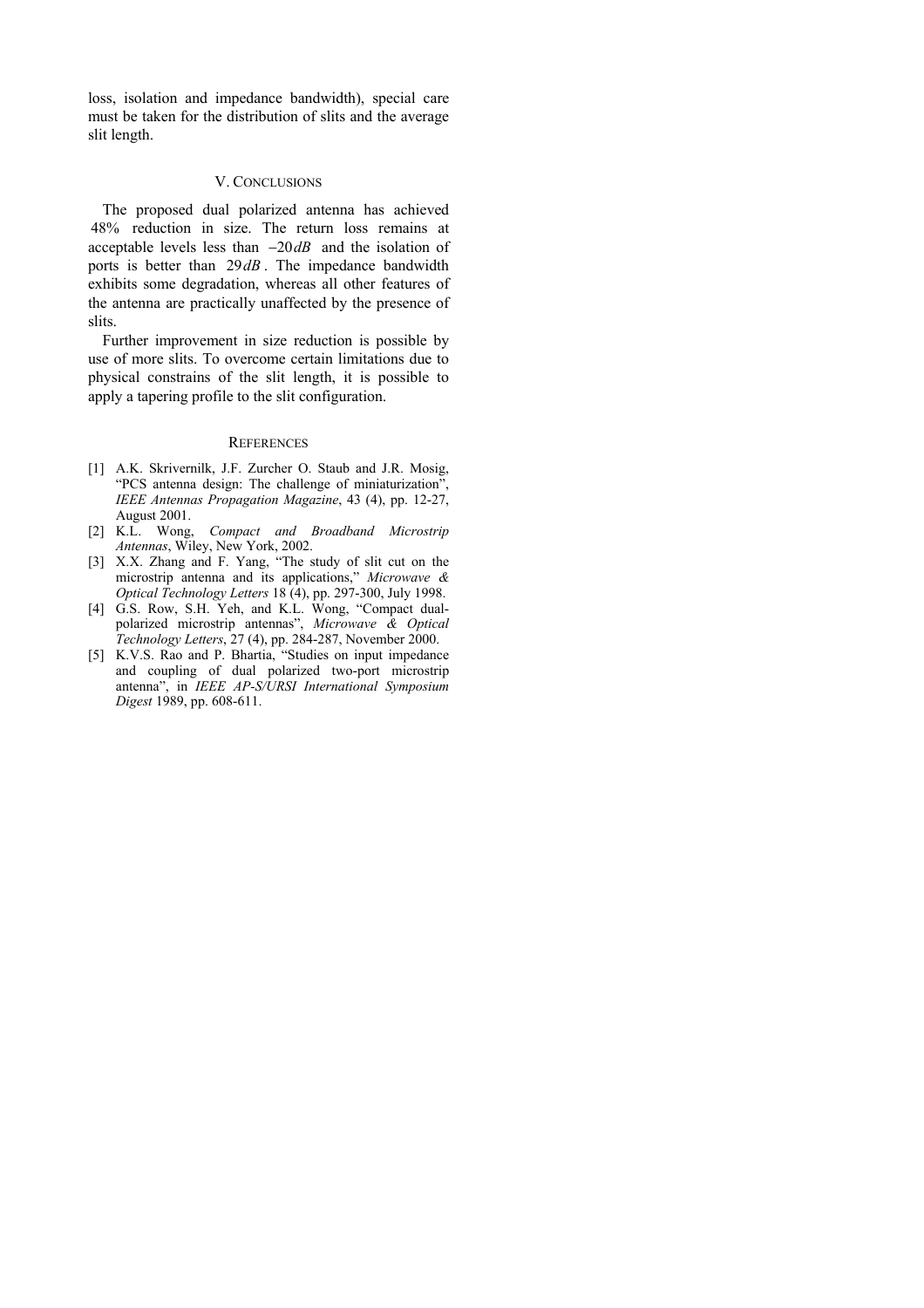loss, isolation and impedance bandwidth), special care must be taken for the distribution of slits and the average slit length.

## V. Conclusions

The proposed dual polarized antenna has achieved 48% reduction in size. The return loss remains at acceptable levels less than $-20dB$ and the isolation of ports is better than $29dB$. The impedance bandwidth exhibits some degradation, whereas all other features of the antenna are practically unaffected by the presence of slits.

Further improvement in size reduction is possible by use of more slits. To overcome certain limitations due to physical constrains of the slit length, it is possible to apply a tapering profile to the slit configuration.

## References

[1] A.K. Skrivernilk, J.F. Zurcher O. Staub and J.R. Mosig, "PCS antenna design: The challenge of miniaturization", *IEEE Antennas Propagation Magazine*, 43 (4), pp. 12-27, August 2001.

[2] K.L. Wong, *Compact and Broadband Microstrip Antennas*, Wiley, New York, 2002.

[3] X.X. Zhang and F. Yang, "The study of slit cut on the microstrip antenna and its applications," *Microwave & Optical Technology Letters* 18 (4), pp. 297-300, July 1998.

[4] G.S. Row, S.H. Yeh, and K.L. Wong, "Compact dual-polarized microstrip antennas", *Microwave & Optical Technology Letters*, 27 (4), pp. 284-287, November 2000.

[5] K.V.S. Rao and P. Bhartia, "Studies on input impedance and coupling of dual polarized two-port microstrip antenna", in *IEEE AP-S/URSI International Symposium Digest* 1989, pp. 608-611.